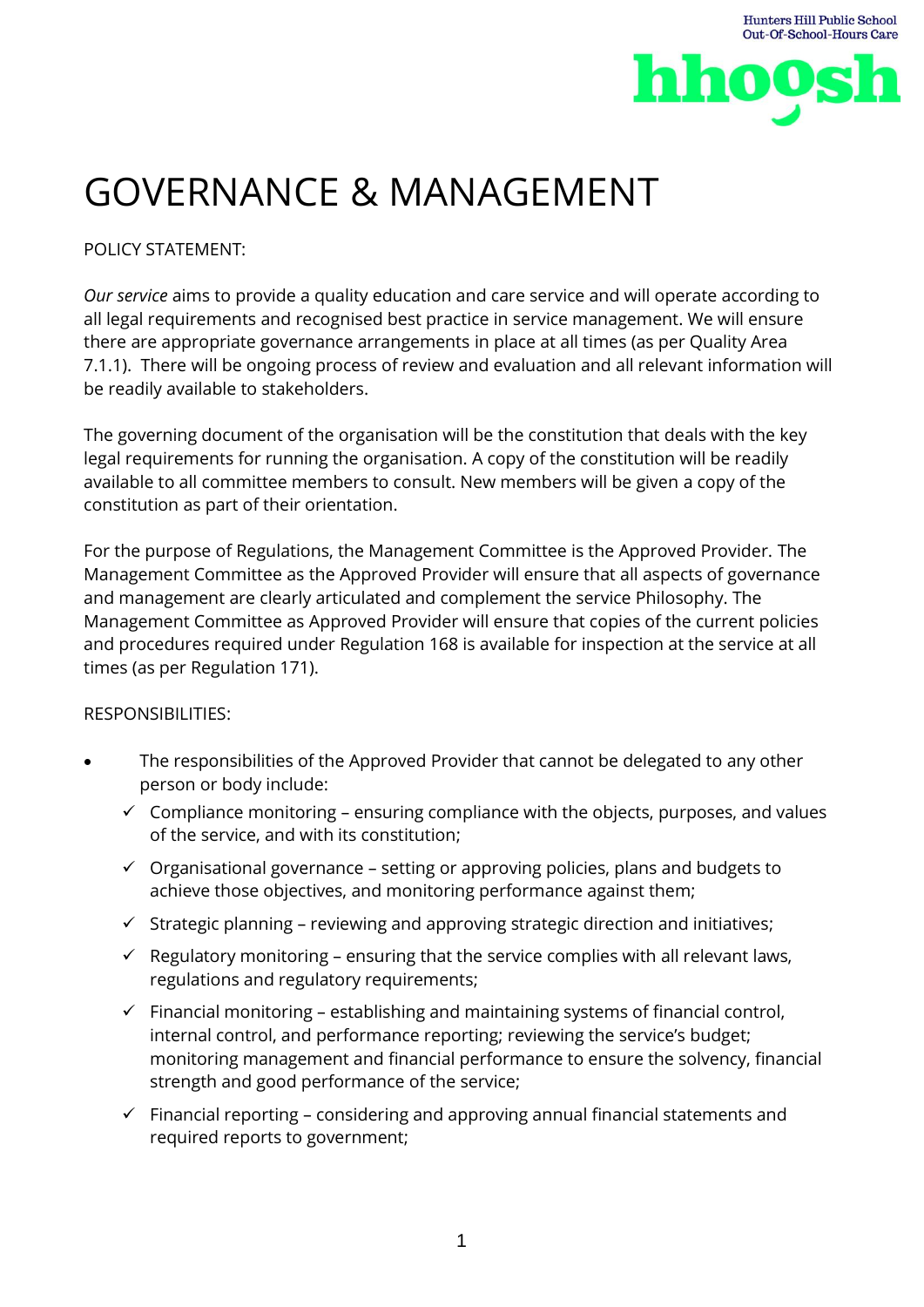# GOVERNANCE & MANAGEMENT

POLICY STATEMENT:

*Our service* aims to provide a quality education and care service and will operate according to all legal requirements and recognised best practice in service management. We will ensure there are appropriate governance arrangements in place at all times (as per Quality Area 7.1.1). There will be ongoing process of review and evaluation and all relevant information will be readily available to stakeholders.

The governing document of the organisation will be the constitution that deals with the key legal requirements for running the organisation. A copy of the constitution will be readily available to all committee members to consult. New members will be given a copy of the constitution as part of their orientation.

For the purpose of Regulations, the Management Committee is the Approved Provider. The Management Committee as the Approved Provider will ensure that all aspects of governance and management are clearly articulated and complement the service Philosophy. The Management Committee as Approved Provider will ensure that copies of the current policies and procedures required under Regulation 168 is available for inspection at the service at all times (as per Regulation 171).

RESPONSIBILITIES:

- The responsibilities of the Approved Provider that cannot be delegated to any other person or body include:
  - ✓ Compliance monitoring – ensuring compliance with the objects, purposes, and values of the service, and with its constitution;
  - ✓ Organisational governance – setting or approving policies, plans and budgets to achieve those objectives, and monitoring performance against them;
  - ✓ Strategic planning – reviewing and approving strategic direction and initiatives;
  - ✓ Regulatory monitoring – ensuring that the service complies with all relevant laws, regulations and regulatory requirements;
  - ✓ Financial monitoring – establishing and maintaining systems of financial control, internal control, and performance reporting; reviewing the service's budget; monitoring management and financial performance to ensure the solvency, financial strength and good performance of the service;
  - ✓ Financial reporting – considering and approving annual financial statements and required reports to government;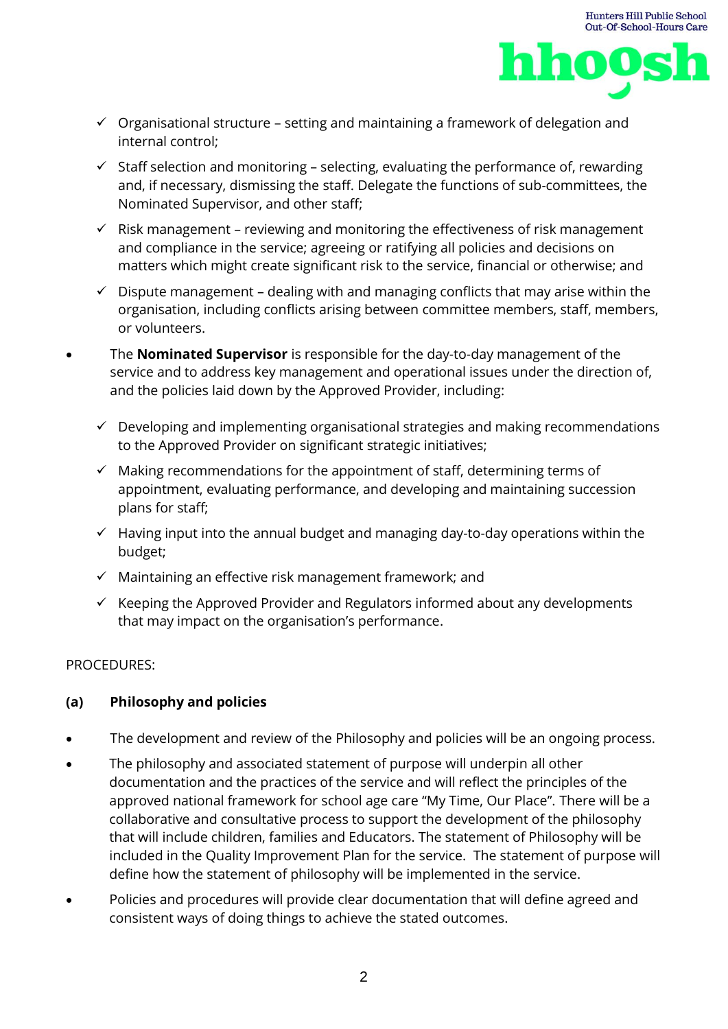- ✓ Organisational structure – setting and maintaining a framework of delegation and internal control;
- ✓ Staff selection and monitoring – selecting, evaluating the performance of, rewarding and, if necessary, dismissing the staff. Delegate the functions of sub-committees, the Nominated Supervisor, and other staff;
- ✓ Risk management – reviewing and monitoring the effectiveness of risk management and compliance in the service; agreeing or ratifying all policies and decisions on matters which might create significant risk to the service, financial or otherwise; and
- ✓ Dispute management – dealing with and managing conflicts that may arise within the organisation, including conflicts arising between committee members, staff, members, or volunteers.

- The **Nominated Supervisor** is responsible for the day-to-day management of the service and to address key management and operational issues under the direction of, and the policies laid down by the Approved Provider, including:
  - ✓ Developing and implementing organisational strategies and making recommendations to the Approved Provider on significant strategic initiatives;
  - ✓ Making recommendations for the appointment of staff, determining terms of appointment, evaluating performance, and developing and maintaining succession plans for staff;
  - ✓ Having input into the annual budget and managing day-to-day operations within the budget;
  - ✓ Maintaining an effective risk management framework; and
  - ✓ Keeping the Approved Provider and Regulators informed about any developments that may impact on the organisation's performance.

PROCEDURES:

**(a) Philosophy and policies**

- The development and review of the Philosophy and policies will be an ongoing process.
- The philosophy and associated statement of purpose will underpin all other documentation and the practices of the service and will reflect the principles of the approved national framework for school age care "My Time, Our Place". There will be a collaborative and consultative process to support the development of the philosophy that will include children, families and Educators. The statement of Philosophy will be included in the Quality Improvement Plan for the service. The statement of purpose will define how the statement of philosophy will be implemented in the service.
- Policies and procedures will provide clear documentation that will define agreed and consistent ways of doing things to achieve the stated outcomes.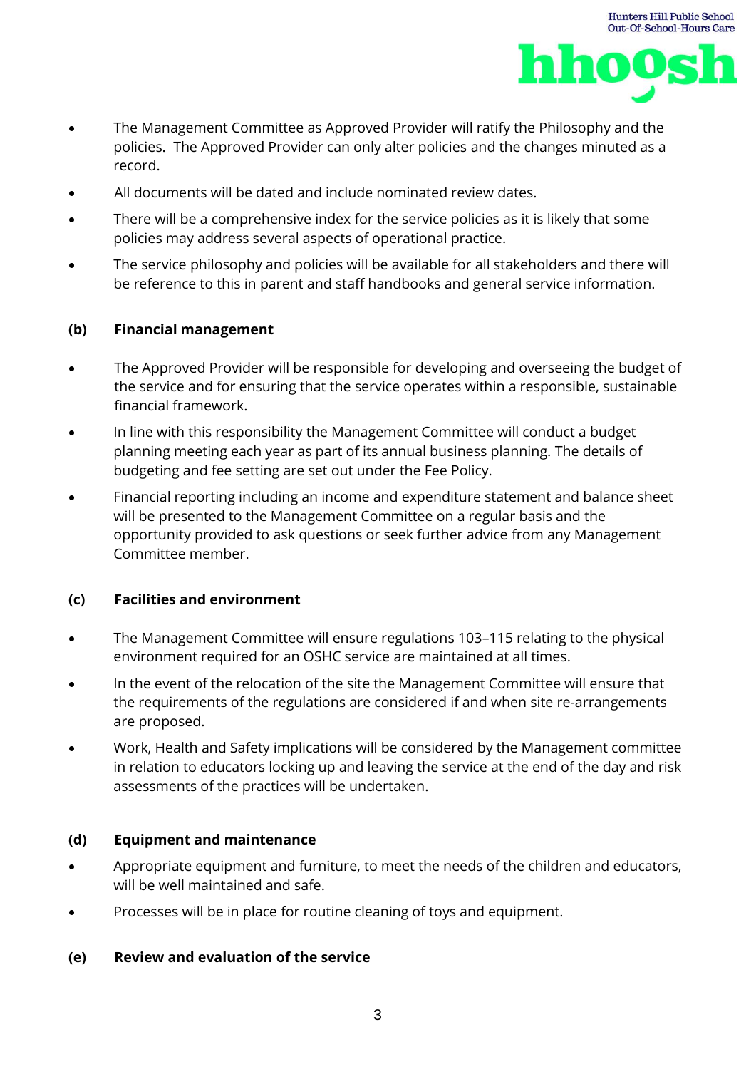- The Management Committee as Approved Provider will ratify the Philosophy and the policies. The Approved Provider can only alter policies and the changes minuted as a record.
- All documents will be dated and include nominated review dates.
- There will be a comprehensive index for the service policies as it is likely that some policies may address several aspects of operational practice.
- The service philosophy and policies will be available for all stakeholders and there will be reference to this in parent and staff handbooks and general service information.

**(b) Financial management**

- The Approved Provider will be responsible for developing and overseeing the budget of the service and for ensuring that the service operates within a responsible, sustainable financial framework.
- In line with this responsibility the Management Committee will conduct a budget planning meeting each year as part of its annual business planning. The details of budgeting and fee setting are set out under the Fee Policy.
- Financial reporting including an income and expenditure statement and balance sheet will be presented to the Management Committee on a regular basis and the opportunity provided to ask questions or seek further advice from any Management Committee member.

**(c) Facilities and environment**

- The Management Committee will ensure regulations 103–115 relating to the physical environment required for an OSHC service are maintained at all times.
- In the event of the relocation of the site the Management Committee will ensure that the requirements of the regulations are considered if and when site re-arrangements are proposed.
- Work, Health and Safety implications will be considered by the Management committee in relation to educators locking up and leaving the service at the end of the day and risk assessments of the practices will be undertaken.

**(d) Equipment and maintenance**

- Appropriate equipment and furniture, to meet the needs of the children and educators, will be well maintained and safe.
- Processes will be in place for routine cleaning of toys and equipment.

**(e) Review and evaluation of the service**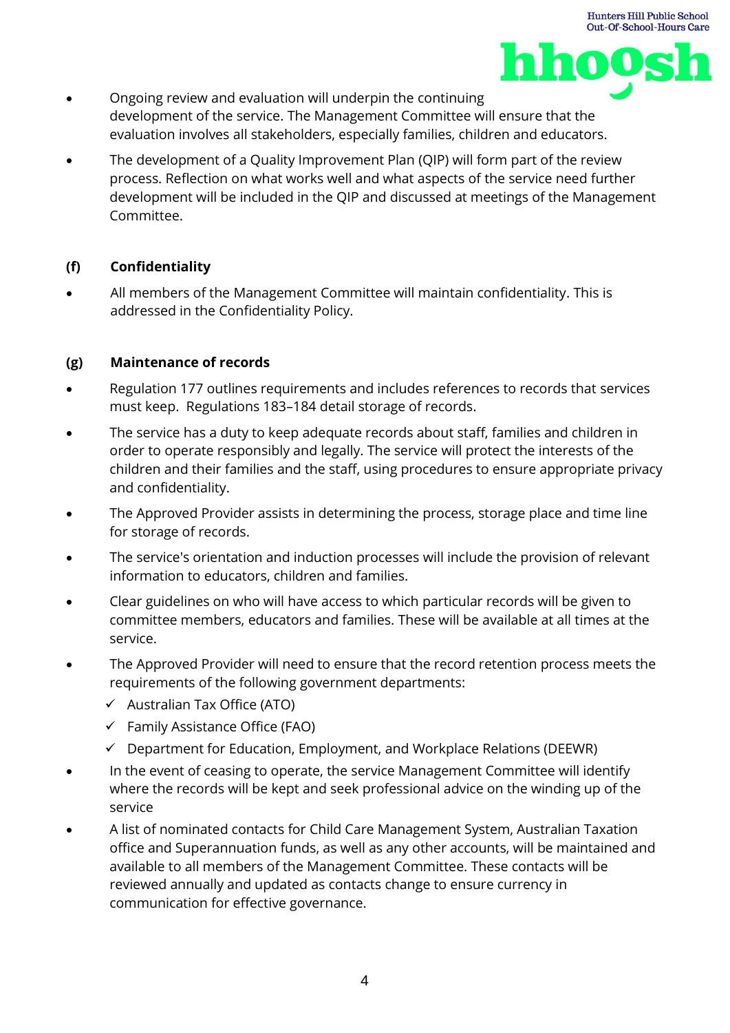- Ongoing review and evaluation will underpin the continuing development of the service. The Management Committee will ensure that the evaluation involves all stakeholders, especially families, children and educators.
- The development of a Quality Improvement Plan (QIP) will form part of the review process. Reflection on what works well and what aspects of the service need further development will be included in the QIP and discussed at meetings of the Management Committee.

### (f) Confidentiality

- All members of the Management Committee will maintain confidentiality. This is addressed in the Confidentiality Policy.

### (g) Maintenance of records

- Regulation 177 outlines requirements and includes references to records that services must keep. Regulations 183–184 detail storage of records.
- The service has a duty to keep adequate records about staff, families and children in order to operate responsibly and legally. The service will protect the interests of the children and their families and the staff, using procedures to ensure appropriate privacy and confidentiality.
- The Approved Provider assists in determining the process, storage place and time line for storage of records.
- The service's orientation and induction processes will include the provision of relevant information to educators, children and families.
- Clear guidelines on who will have access to which particular records will be given to committee members, educators and families. These will be available at all times at the service.
- The Approved Provider will need to ensure that the record retention process meets the requirements of the following government departments:
  - ✓ Australian Tax Office (ATO)
  - ✓ Family Assistance Office (FAO)
  - ✓ Department for Education, Employment, and Workplace Relations (DEEWR)
- In the event of ceasing to operate, the service Management Committee will identify where the records will be kept and seek professional advice on the winding up of the service
- A list of nominated contacts for Child Care Management System, Australian Taxation office and Superannuation funds, as well as any other accounts, will be maintained and available to all members of the Management Committee. These contacts will be reviewed annually and updated as contacts change to ensure currency in communication for effective governance.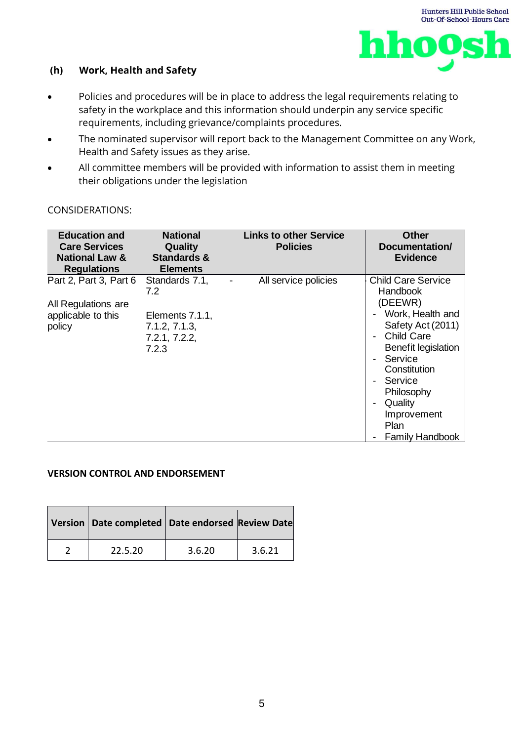### (h) Work, Health and Safety

- Policies and procedures will be in place to address the legal requirements relating to safety in the workplace and this information should underpin any service specific requirements, including grievance/complaints procedures.
- The nominated supervisor will report back to the Management Committee on any Work, Health and Safety issues as they arise.
- All committee members will be provided with information to assist them in meeting their obligations under the legislation

CONSIDERATIONS:

| Education and Care Services National Law & Regulations | National Quality Standards & Elements | Links to other Service Policies | Other Documentation/ Evidence |
|---|---|---|---|
| Part 2, Part 3, Part 6<br><br>All Regulations are applicable to this policy | Standards 7.1, 7.2<br><br>Elements 7.1.1, 7.1.2, 7.1.3, 7.2.1, 7.2.2, 7.2.3 | - All service policies | - Child Care Service Handbook (DEEWR)<br>- Work, Health and Safety Act (2011)<br>- Child Care Benefit legislation<br>- Service Constitution<br>- Service Philosophy<br>- Quality Improvement Plan<br>- Family Handbook |

**VERSION CONTROL AND ENDORSEMENT**

| Version | Date completed | Date endorsed | Review Date |
|---|---|---|---|
| 2 | 22.5.20 | 3.6.20 | 3.6.21 |